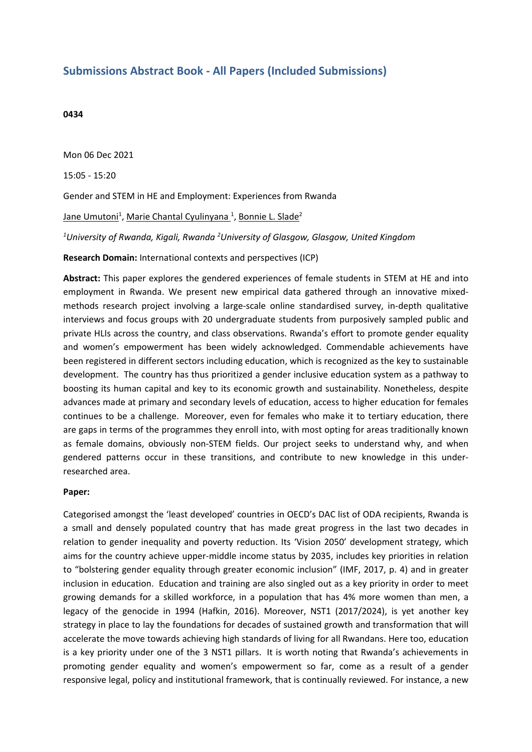# Submissions Abstract Book - All Papers (Included Submissions)

**0434**

Mon 06 Dec 2021

15:05 - 15:20

Gender and STEM in HE and Employment: Experiences from Rwanda

Jane Umutoni[1], Marie Chantal Cyulinyana [1], Bonnie L. Slade[2]

*[1]University of Rwanda, Kigali, Rwanda [2]University of Glasgow, Glasgow, United Kingdom*

**Research Domain:** International contexts and perspectives (ICP)

**Abstract:** This paper explores the gendered experiences of female students in STEM at HE and into employment in Rwanda. We present new empirical data gathered through an innovative mixed-methods research project involving a large-scale online standardised survey, in-depth qualitative interviews and focus groups with 20 undergraduate students from purposively sampled public and private HLIs across the country, and class observations. Rwanda's effort to promote gender equality and women's empowerment has been widely acknowledged. Commendable achievements have been registered in different sectors including education, which is recognized as the key to sustainable development. The country has thus prioritized a gender inclusive education system as a pathway to boosting its human capital and key to its economic growth and sustainability. Nonetheless, despite advances made at primary and secondary levels of education, access to higher education for females continues to be a challenge. Moreover, even for females who make it to tertiary education, there are gaps in terms of the programmes they enroll into, with most opting for areas traditionally known as female domains, obviously non-STEM fields. Our project seeks to understand why, and when gendered patterns occur in these transitions, and contribute to new knowledge in this under-researched area.

**Paper:**

Categorised amongst the 'least developed' countries in OECD's DAC list of ODA recipients, Rwanda is a small and densely populated country that has made great progress in the last two decades in relation to gender inequality and poverty reduction. Its 'Vision 2050' development strategy, which aims for the country achieve upper-middle income status by 2035, includes key priorities in relation to "bolstering gender equality through greater economic inclusion" (IMF, 2017, p. 4) and in greater inclusion in education. Education and training are also singled out as a key priority in order to meet growing demands for a skilled workforce, in a population that has 4% more women than men, a legacy of the genocide in 1994 (Hafkin, 2016). Moreover, NST1 (2017/2024), is yet another key strategy in place to lay the foundations for decades of sustained growth and transformation that will accelerate the move towards achieving high standards of living for all Rwandans. Here too, education is a key priority under one of the 3 NST1 pillars. It is worth noting that Rwanda's achievements in promoting gender equality and women's empowerment so far, come as a result of a gender responsive legal, policy and institutional framework, that is continually reviewed. For instance, a new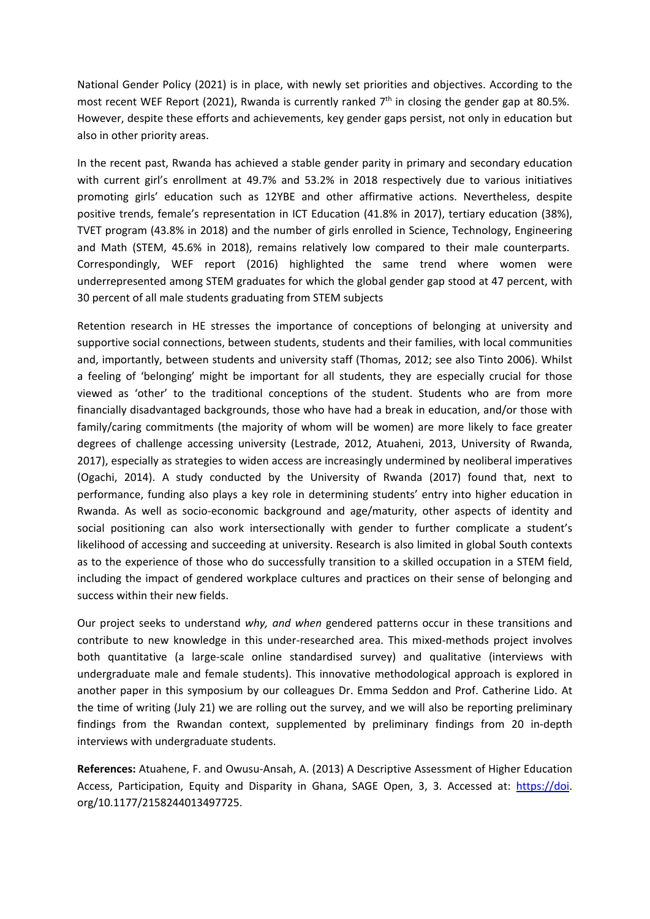National Gender Policy (2021) is in place, with newly set priorities and objectives. According to the most recent WEF Report (2021), Rwanda is currently ranked 7th in closing the gender gap at 80.5%. However, despite these efforts and achievements, key gender gaps persist, not only in education but also in other priority areas.

In the recent past, Rwanda has achieved a stable gender parity in primary and secondary education with current girl's enrollment at 49.7% and 53.2% in 2018 respectively due to various initiatives promoting girls' education such as 12YBE and other affirmative actions. Nevertheless, despite positive trends, female's representation in ICT Education (41.8% in 2017), tertiary education (38%), TVET program (43.8% in 2018) and the number of girls enrolled in Science, Technology, Engineering and Math (STEM, 45.6% in 2018), remains relatively low compared to their male counterparts. Correspondingly, WEF report (2016) highlighted the same trend where women were underrepresented among STEM graduates for which the global gender gap stood at 47 percent, with 30 percent of all male students graduating from STEM subjects

Retention research in HE stresses the importance of conceptions of belonging at university and supportive social connections, between students, students and their families, with local communities and, importantly, between students and university staff (Thomas, 2012; see also Tinto 2006). Whilst a feeling of 'belonging' might be important for all students, they are especially crucial for those viewed as 'other' to the traditional conceptions of the student. Students who are from more financially disadvantaged backgrounds, those who have had a break in education, and/or those with family/caring commitments (the majority of whom will be women) are more likely to face greater degrees of challenge accessing university (Lestrade, 2012, Atuaheni, 2013, University of Rwanda, 2017), especially as strategies to widen access are increasingly undermined by neoliberal imperatives (Ogachi, 2014). A study conducted by the University of Rwanda (2017) found that, next to performance, funding also plays a key role in determining students' entry into higher education in Rwanda. As well as socio-economic background and age/maturity, other aspects of identity and social positioning can also work intersectionally with gender to further complicate a student's likelihood of accessing and succeeding at university. Research is also limited in global South contexts as to the experience of those who do successfully transition to a skilled occupation in a STEM field, including the impact of gendered workplace cultures and practices on their sense of belonging and success within their new fields.

Our project seeks to understand *why, and when* gendered patterns occur in these transitions and contribute to new knowledge in this under-researched area. This mixed-methods project involves both quantitative (a large-scale online standardised survey) and qualitative (interviews with undergraduate male and female students). This innovative methodological approach is explored in another paper in this symposium by our colleagues Dr. Emma Seddon and Prof. Catherine Lido. At the time of writing (July 21) we are rolling out the survey, and we will also be reporting preliminary findings from the Rwandan context, supplemented by preliminary findings from 20 in-depth interviews with undergraduate students.

**References:** Atuahene, F. and Owusu-Ansah, A. (2013) A Descriptive Assessment of Higher Education Access, Participation, Equity and Disparity in Ghana, SAGE Open, 3, 3. Accessed at: https://doi.org/10.1177/2158244013497725.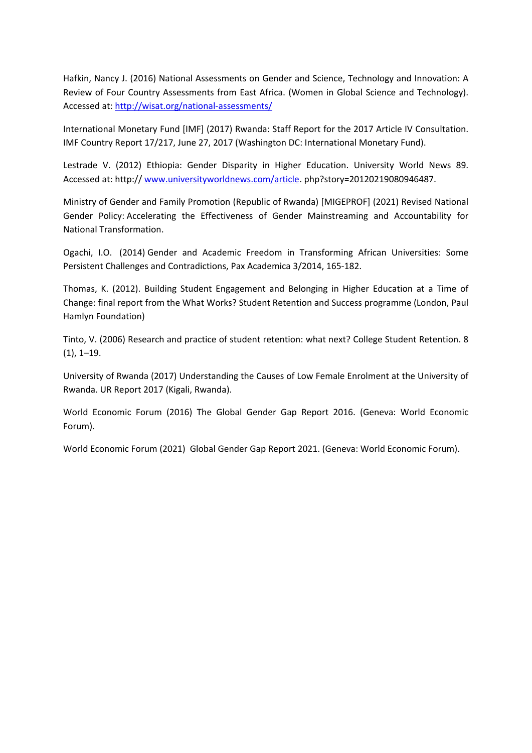Hafkin, Nancy J. (2016) National Assessments on Gender and Science, Technology and Innovation: A Review of Four Country Assessments from East Africa. (Women in Global Science and Technology). Accessed at: http://wisat.org/national-assessments/

International Monetary Fund [IMF] (2017) Rwanda: Staff Report for the 2017 Article IV Consultation. IMF Country Report 17/217, June 27, 2017 (Washington DC: International Monetary Fund).

Lestrade V. (2012) Ethiopia: Gender Disparity in Higher Education. University World News 89. Accessed at: http:// www.universityworldnews.com/article. php?story=20120219080946487.

Ministry of Gender and Family Promotion (Republic of Rwanda) [MIGEPROF] (2021) Revised National Gender Policy: Accelerating the Effectiveness of Gender Mainstreaming and Accountability for National Transformation.

Ogachi, I.O. (2014) Gender and Academic Freedom in Transforming African Universities: Some Persistent Challenges and Contradictions, Pax Academica 3/2014, 165-182.

Thomas, K. (2012). Building Student Engagement and Belonging in Higher Education at a Time of Change: final report from the What Works? Student Retention and Success programme (London, Paul Hamlyn Foundation)

Tinto, V. (2006) Research and practice of student retention: what next? College Student Retention. 8 (1), 1–19.

University of Rwanda (2017) Understanding the Causes of Low Female Enrolment at the University of Rwanda. UR Report 2017 (Kigali, Rwanda).

World Economic Forum (2016) The Global Gender Gap Report 2016. (Geneva: World Economic Forum).

World Economic Forum (2021) Global Gender Gap Report 2021. (Geneva: World Economic Forum).